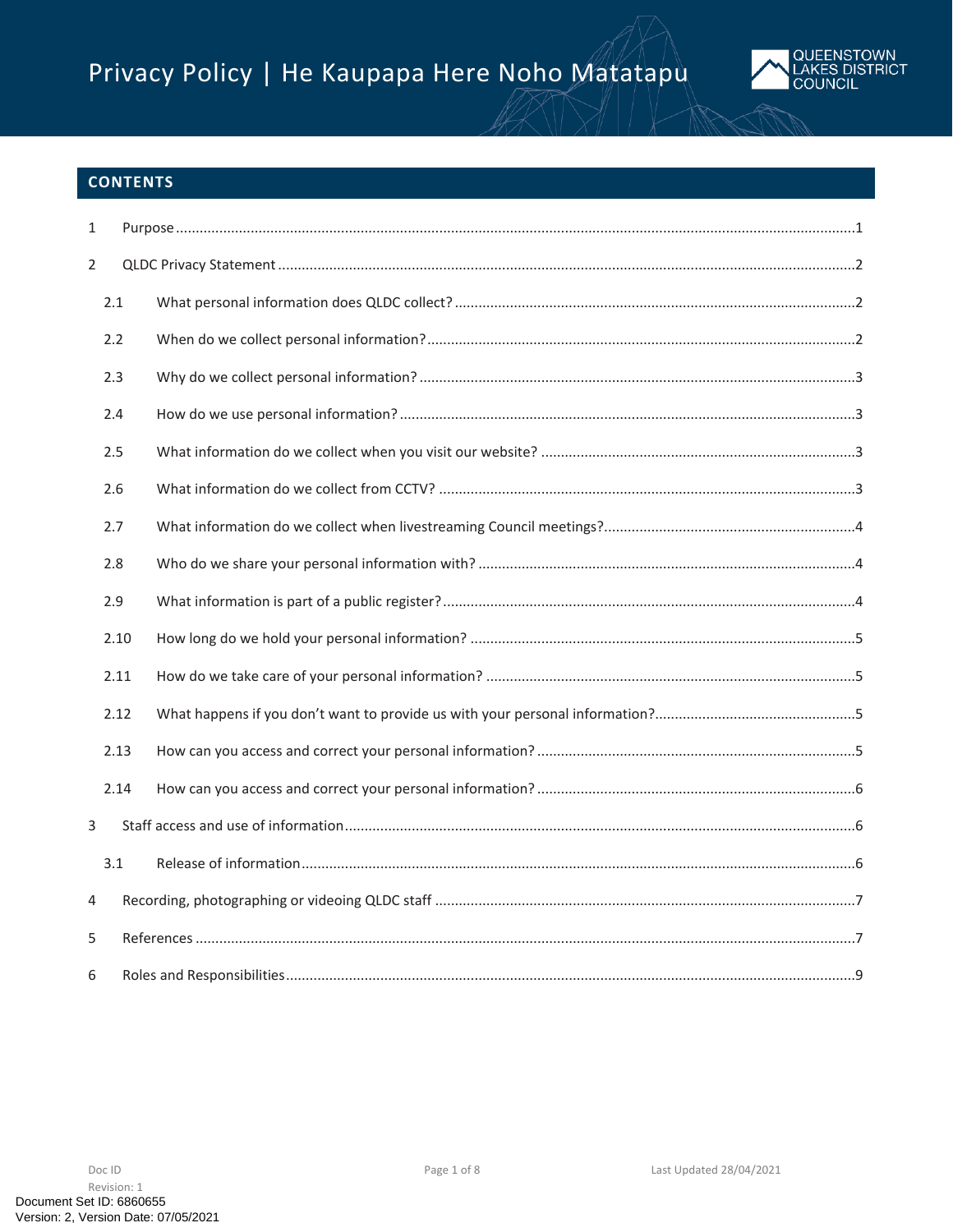# Privacy Policy | He Kaupapa Here Noho Matatapu

## CONTENTS

1 Purpose ....................................................................................................................................................1

2 QLDC Privacy Statement ..........................................................................................................................2

- 2.1 What personal information does QLDC collect? ........................................................................2
- 2.2 When do we collect personal information? ................................................................................2
- 2.3 Why do we collect personal information? ..................................................................................3
- 2.4 How do we use personal information? ......................................................................................3
- 2.5 What information do we collect when you visit our website? ..................................................3
- 2.6 What information do we collect from CCTV? ............................................................................3
- 2.7 What information do we collect when livestreaming Council meetings? ..................................4
- 2.8 Who do we share your personal information with? ..................................................................4
- 2.9 What information is part of a public register? ...........................................................................4
- 2.10 How long do we hold your personal information? ....................................................................5
- 2.11 How do we take care of your personal information? .................................................................5
- 2.12 What happens if you don't want to provide us with your personal information? .....................5
- 2.13 How can you access and correct your personal information? ....................................................5
- 2.14 How can you access and correct your personal information? ....................................................6

3 Staff access and use of information ........................................................................................................6

- 3.1 Release of information ................................................................................................................6

4 Recording, photographing or videoing QLDC staff ..................................................................................7

5 References ...............................................................................................................................................7

6 Roles and Responsibilities ........................................................................................................................9

Doc ID
Revision: 1
Last Updated 28/04/2021

Document Set ID: 6860655
Version: 2, Version Date: 07/05/2021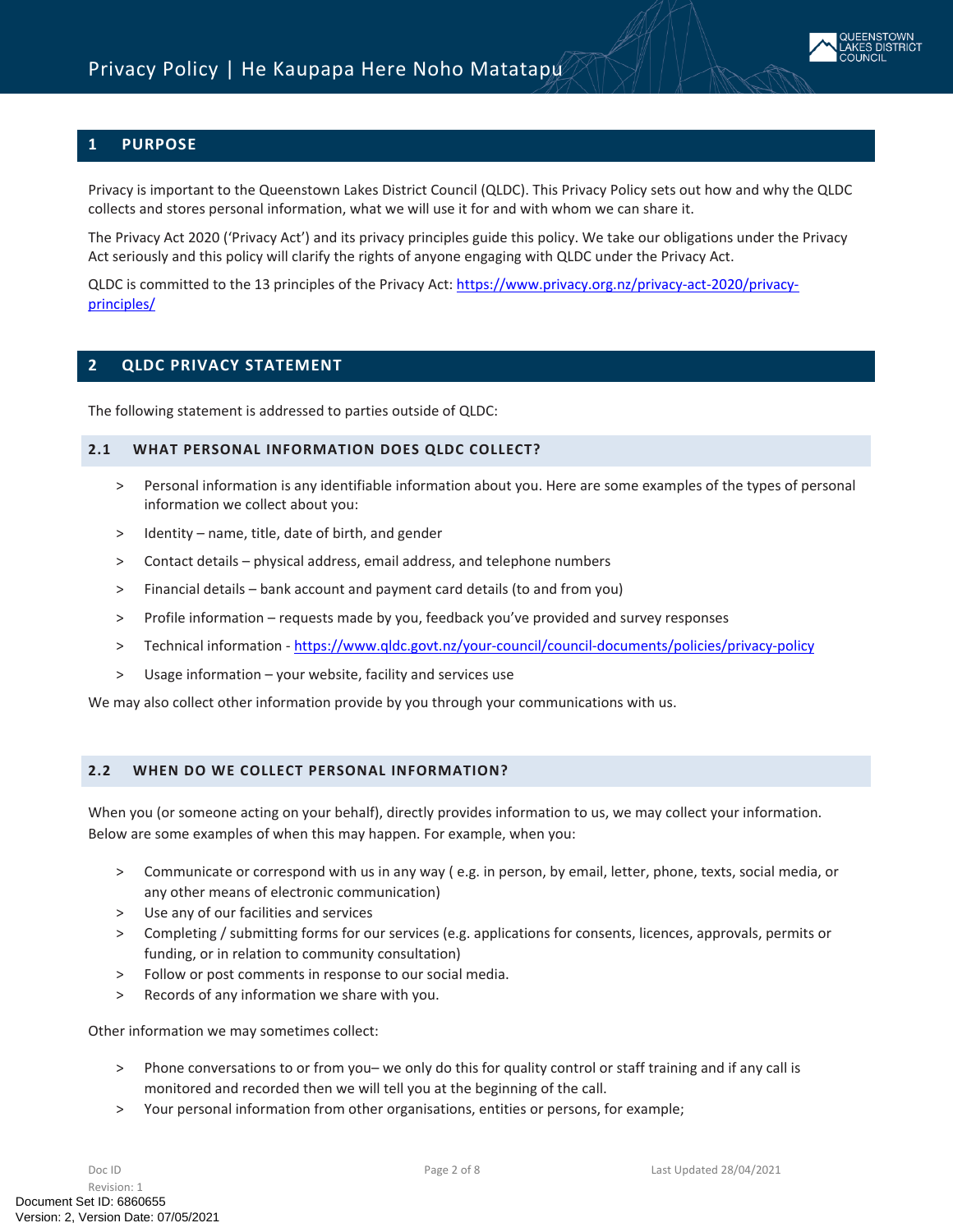## 1 PURPOSE

Privacy is important to the Queenstown Lakes District Council (QLDC). This Privacy Policy sets out how and why the QLDC collects and stores personal information, what we will use it for and with whom we can share it.

The Privacy Act 2020 ('Privacy Act') and its privacy principles guide this policy. We take our obligations under the Privacy Act seriously and this policy will clarify the rights of anyone engaging with QLDC under the Privacy Act.

QLDC is committed to the 13 principles of the Privacy Act: [https://www.privacy.org.nz/privacy-act-2020/privacy-principles/](https://www.privacy.org.nz/privacy-act-2020/privacy-principles/)

## 2 QLDC PRIVACY STATEMENT

The following statement is addressed to parties outside of QLDC:

### 2.1 WHAT PERSONAL INFORMATION DOES QLDC COLLECT?

> Personal information is any identifiable information about you. Here are some examples of the types of personal information we collect about you:

> Identity – name, title, date of birth, and gender

> Contact details – physical address, email address, and telephone numbers

> Financial details – bank account and payment card details (to and from you)

> Profile information – requests made by you, feedback you've provided and survey responses

> Technical information - [https://www.qldc.govt.nz/your-council/council-documents/policies/privacy-policy](https://www.qldc.govt.nz/your-council/council-documents/policies/privacy-policy)

> Usage information – your website, facility and services use

We may also collect other information provide by you through your communications with us.

### 2.2 WHEN DO WE COLLECT PERSONAL INFORMATION?

When you (or someone acting on your behalf), directly provides information to us, we may collect your information. Below are some examples of when this may happen. For example, when you:

> Communicate or correspond with us in any way ( e.g. in person, by email, letter, phone, texts, social media, or any other means of electronic communication)
> Use any of our facilities and services
> Completing / submitting forms for our services (e.g. applications for consents, licences, approvals, permits or funding, or in relation to community consultation)
> Follow or post comments in response to our social media.
> Records of any information we share with you.

Other information we may sometimes collect:

> Phone conversations to or from you– we only do this for quality control or staff training and if any call is monitored and recorded then we will tell you at the beginning of the call.
> Your personal information from other organisations, entities or persons, for example;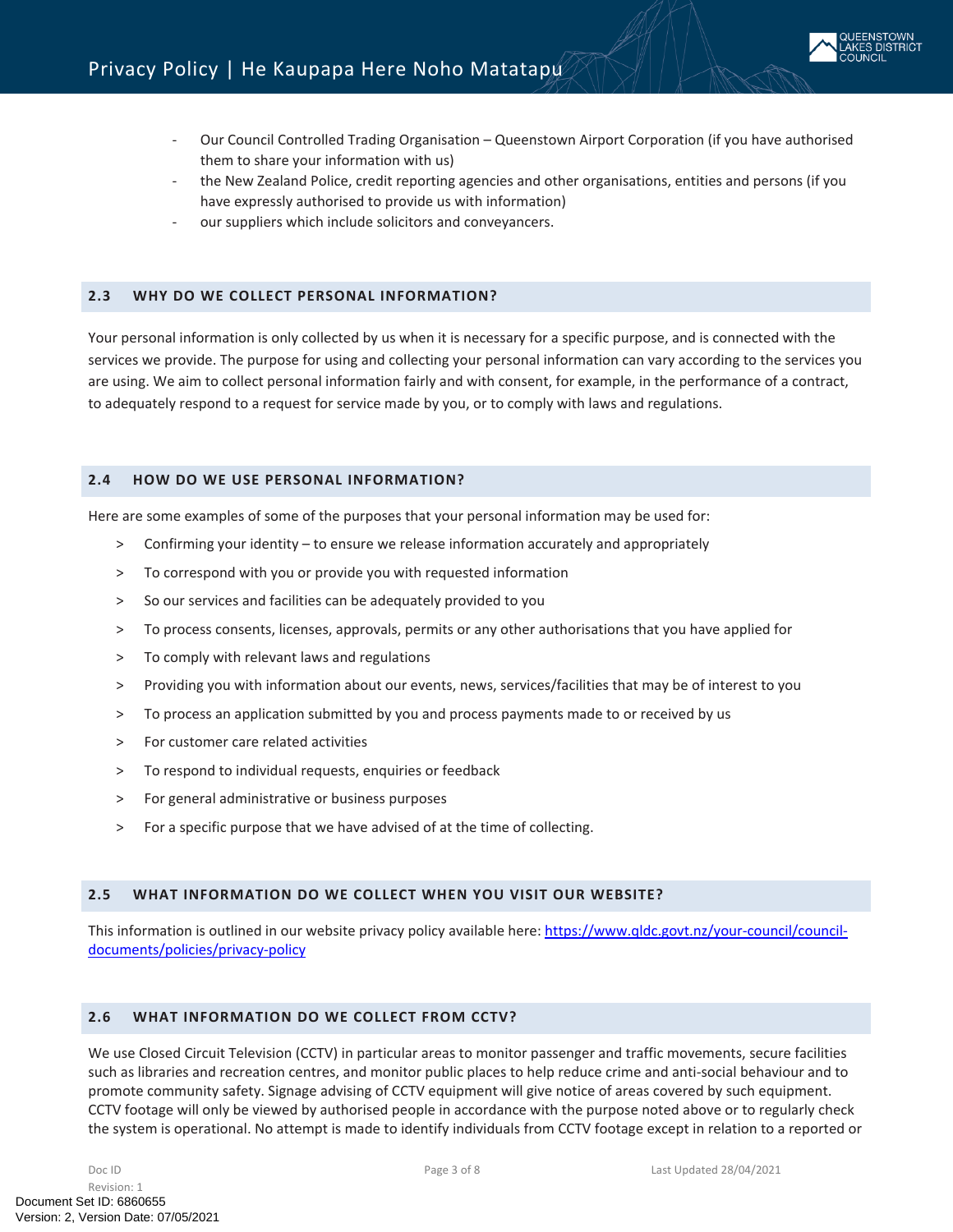- Our Council Controlled Trading Organisation – Queenstown Airport Corporation (if you have authorised them to share your information with us)
- the New Zealand Police, credit reporting agencies and other organisations, entities and persons (if you have expressly authorised to provide us with information)
- our suppliers which include solicitors and conveyancers.

## 2.3 WHY DO WE COLLECT PERSONAL INFORMATION?

Your personal information is only collected by us when it is necessary for a specific purpose, and is connected with the services we provide. The purpose for using and collecting your personal information can vary according to the services you are using. We aim to collect personal information fairly and with consent, for example, in the performance of a contract, to adequately respond to a request for service made by you, or to comply with laws and regulations.

## 2.4 HOW DO WE USE PERSONAL INFORMATION?

Here are some examples of some of the purposes that your personal information may be used for:

- Confirming your identity – to ensure we release information accurately and appropriately
- To correspond with you or provide you with requested information
- So our services and facilities can be adequately provided to you
- To process consents, licenses, approvals, permits or any other authorisations that you have applied for
- To comply with relevant laws and regulations
- Providing you with information about our events, news, services/facilities that may be of interest to you
- To process an application submitted by you and process payments made to or received by us
- For customer care related activities
- To respond to individual requests, enquiries or feedback
- For general administrative or business purposes
- For a specific purpose that we have advised of at the time of collecting.

## 2.5 WHAT INFORMATION DO WE COLLECT WHEN YOU VISIT OUR WEBSITE?

This information is outlined in our website privacy policy available here: [https://www.qldc.govt.nz/your-council/council-documents/policies/privacy-policy](https://www.qldc.govt.nz/your-council/council-documents/policies/privacy-policy)

## 2.6 WHAT INFORMATION DO WE COLLECT FROM CCTV?

We use Closed Circuit Television (CCTV) in particular areas to monitor passenger and traffic movements, secure facilities such as libraries and recreation centres, and monitor public places to help reduce crime and anti-social behaviour and to promote community safety. Signage advising of CCTV equipment will give notice of areas covered by such equipment. CCTV footage will only be viewed by authorised people in accordance with the purpose noted above or to regularly check the system is operational. No attempt is made to identify individuals from CCTV footage except in relation to a reported or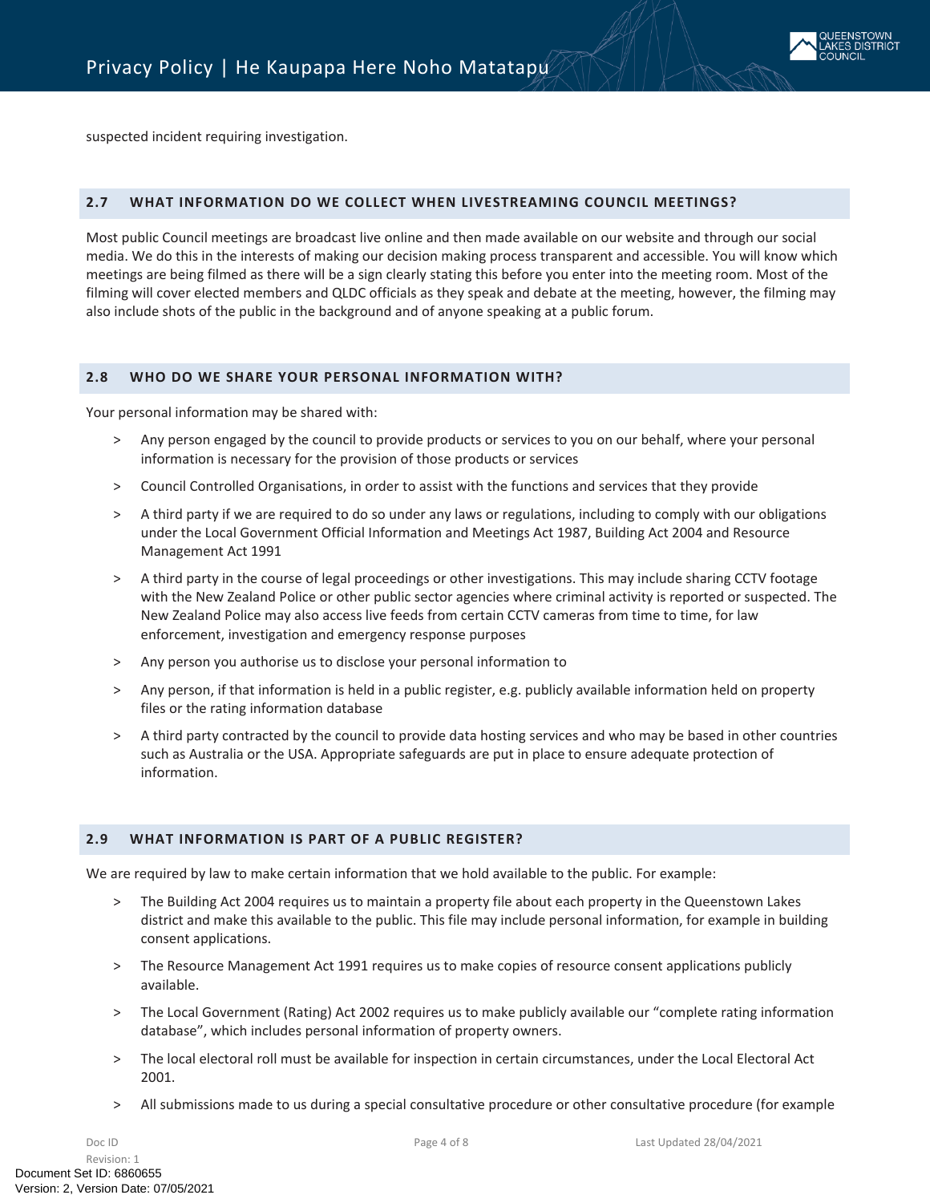suspected incident requiring investigation.

## 2.7 WHAT INFORMATION DO WE COLLECT WHEN LIVESTREAMING COUNCIL MEETINGS?

Most public Council meetings are broadcast live online and then made available on our website and through our social media. We do this in the interests of making our decision making process transparent and accessible. You will know which meetings are being filmed as there will be a sign clearly stating this before you enter into the meeting room. Most of the filming will cover elected members and QLDC officials as they speak and debate at the meeting, however, the filming may also include shots of the public in the background and of anyone speaking at a public forum.

## 2.8 WHO DO WE SHARE YOUR PERSONAL INFORMATION WITH?

Your personal information may be shared with:

> Any person engaged by the council to provide products or services to you on our behalf, where your personal information is necessary for the provision of those products or services

> Council Controlled Organisations, in order to assist with the functions and services that they provide

> A third party if we are required to do so under any laws or regulations, including to comply with our obligations under the Local Government Official Information and Meetings Act 1987, Building Act 2004 and Resource Management Act 1991

> A third party in the course of legal proceedings or other investigations. This may include sharing CCTV footage with the New Zealand Police or other public sector agencies where criminal activity is reported or suspected. The New Zealand Police may also access live feeds from certain CCTV cameras from time to time, for law enforcement, investigation and emergency response purposes

> Any person you authorise us to disclose your personal information to

> Any person, if that information is held in a public register, e.g. publicly available information held on property files or the rating information database

> A third party contracted by the council to provide data hosting services and who may be based in other countries such as Australia or the USA. Appropriate safeguards are put in place to ensure adequate protection of information.

## 2.9 WHAT INFORMATION IS PART OF A PUBLIC REGISTER?

We are required by law to make certain information that we hold available to the public. For example:

> The Building Act 2004 requires us to maintain a property file about each property in the Queenstown Lakes district and make this available to the public. This file may include personal information, for example in building consent applications.

> The Resource Management Act 1991 requires us to make copies of resource consent applications publicly available.

> The Local Government (Rating) Act 2002 requires us to make publicly available our "complete rating information database", which includes personal information of property owners.

> The local electoral roll must be available for inspection in certain circumstances, under the Local Electoral Act 2001.

> All submissions made to us during a special consultative procedure or other consultative procedure (for example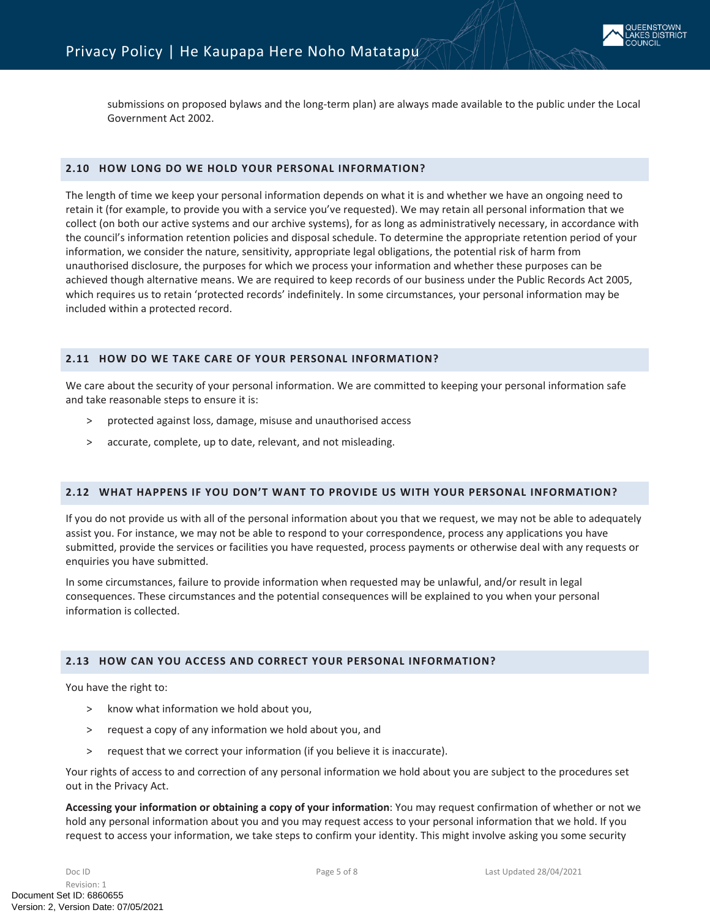submissions on proposed bylaws and the long-term plan) are always made available to the public under the Local Government Act 2002.

## 2.10 HOW LONG DO WE HOLD YOUR PERSONAL INFORMATION?

The length of time we keep your personal information depends on what it is and whether we have an ongoing need to retain it (for example, to provide you with a service you've requested). We may retain all personal information that we collect (on both our active systems and our archive systems), for as long as administratively necessary, in accordance with the council's information retention policies and disposal schedule. To determine the appropriate retention period of your information, we consider the nature, sensitivity, appropriate legal obligations, the potential risk of harm from unauthorised disclosure, the purposes for which we process your information and whether these purposes can be achieved though alternative means. We are required to keep records of our business under the Public Records Act 2005, which requires us to retain 'protected records' indefinitely. In some circumstances, your personal information may be included within a protected record.

## 2.11 HOW DO WE TAKE CARE OF YOUR PERSONAL INFORMATION?

We care about the security of your personal information. We are committed to keeping your personal information safe and take reasonable steps to ensure it is:

- protected against loss, damage, misuse and unauthorised access
- accurate, complete, up to date, relevant, and not misleading.

## 2.12 WHAT HAPPENS IF YOU DON'T WANT TO PROVIDE US WITH YOUR PERSONAL INFORMATION?

If you do not provide us with all of the personal information about you that we request, we may not be able to adequately assist you. For instance, we may not be able to respond to your correspondence, process any applications you have submitted, provide the services or facilities you have requested, process payments or otherwise deal with any requests or enquiries you have submitted.

In some circumstances, failure to provide information when requested may be unlawful, and/or result in legal consequences. These circumstances and the potential consequences will be explained to you when your personal information is collected.

## 2.13 HOW CAN YOU ACCESS AND CORRECT YOUR PERSONAL INFORMATION?

You have the right to:

- know what information we hold about you,
- request a copy of any information we hold about you, and
- request that we correct your information (if you believe it is inaccurate).

Your rights of access to and correction of any personal information we hold about you are subject to the procedures set out in the Privacy Act.

**Accessing your information or obtaining a copy of your information**: You may request confirmation of whether or not we hold any personal information about you and you may request access to your personal information that we hold. If you request to access your information, we take steps to confirm your identity. This might involve asking you some security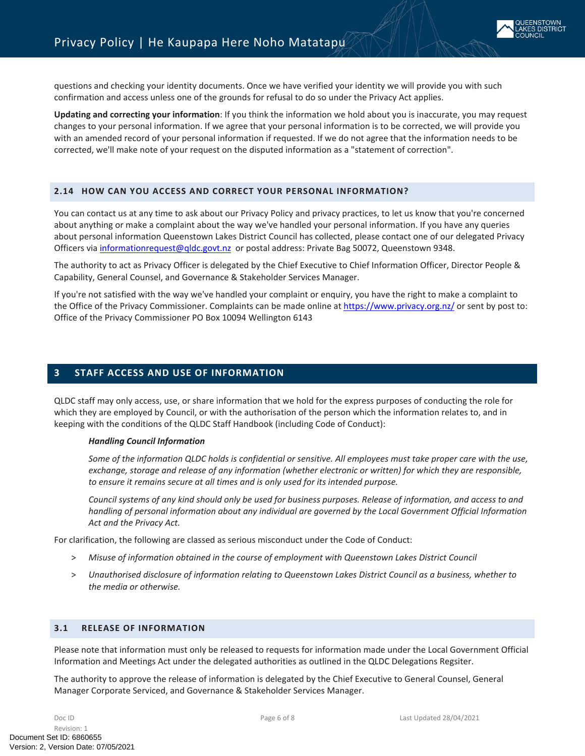questions and checking your identity documents. Once we have verified your identity we will provide you with such confirmation and access unless one of the grounds for refusal to do so under the Privacy Act applies.

**Updating and correcting your information**: If you think the information we hold about you is inaccurate, you may request changes to your personal information. If we agree that your personal information is to be corrected, we will provide you with an amended record of your personal information if requested. If we do not agree that the information needs to be corrected, we'll make note of your request on the disputed information as a "statement of correction".

### 2.14 HOW CAN YOU ACCESS AND CORRECT YOUR PERSONAL INFORMATION?

You can contact us at any time to ask about our Privacy Policy and privacy practices, to let us know that you're concerned about anything or make a complaint about the way we've handled your personal information. If you have any queries about personal information Queenstown Lakes District Council has collected, please contact one of our delegated Privacy Officers via informationrequest@qldc.govt.nz or postal address: Private Bag 50072, Queenstown 9348.

The authority to act as Privacy Officer is delegated by the Chief Executive to Chief Information Officer, Director People & Capability, General Counsel, and Governance & Stakeholder Services Manager.

If you're not satisfied with the way we've handled your complaint or enquiry, you have the right to make a complaint to the Office of the Privacy Commissioner. Complaints can be made online at https://www.privacy.org.nz/ or sent by post to: Office of the Privacy Commissioner PO Box 10094 Wellington 6143

## 3 STAFF ACCESS AND USE OF INFORMATION

QLDC staff may only access, use, or share information that we hold for the express purposes of conducting the role for which they are employed by Council, or with the authorisation of the person which the information relates to, and in keeping with the conditions of the QLDC Staff Handbook (including Code of Conduct):

> ***Handling Council Information***
>
> *Some of the information QLDC holds is confidential or sensitive. All employees must take proper care with the use, exchange, storage and release of any information (whether electronic or written) for which they are responsible, to ensure it remains secure at all times and is only used for its intended purpose.*
>
> *Council systems of any kind should only be used for business purposes. Release of information, and access to and handling of personal information about any individual are governed by the Local Government Official Information Act and the Privacy Act.*

For clarification, the following are classed as serious misconduct under the Code of Conduct:

- *Misuse of information obtained in the course of employment with Queenstown Lakes District Council*
- *Unauthorised disclosure of information relating to Queenstown Lakes District Council as a business, whether to the media or otherwise.*

### 3.1 RELEASE OF INFORMATION

Please note that information must only be released to requests for information made under the Local Government Official Information and Meetings Act under the delegated authorities as outlined in the QLDC Delegations Regsiter.

The authority to approve the release of information is delegated by the Chief Executive to General Counsel, General Manager Corporate Serviced, and Governance & Stakeholder Services Manager.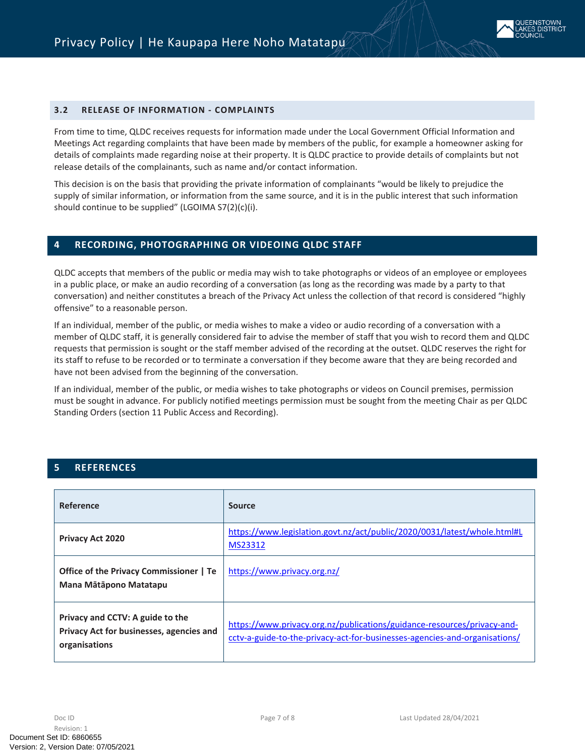### 3.2 RELEASE OF INFORMATION - COMPLAINTS

From time to time, QLDC receives requests for information made under the Local Government Official Information and Meetings Act regarding complaints that have been made by members of the public, for example a homeowner asking for details of complaints made regarding noise at their property. It is QLDC practice to provide details of complaints but not release details of the complainants, such as name and/or contact information.

This decision is on the basis that providing the private information of complainants "would be likely to prejudice the supply of similar information, or information from the same source, and it is in the public interest that such information should continue to be supplied" (LGOIMA S7(2)(c)(i).

## 4 RECORDING, PHOTOGRAPHING OR VIDEOING QLDC STAFF

QLDC accepts that members of the public or media may wish to take photographs or videos of an employee or employees in a public place, or make an audio recording of a conversation (as long as the recording was made by a party to that conversation) and neither constitutes a breach of the Privacy Act unless the collection of that record is considered "highly offensive" to a reasonable person.

If an individual, member of the public, or media wishes to make a video or audio recording of a conversation with a member of QLDC staff, it is generally considered fair to advise the member of staff that you wish to record them and QLDC requests that permission is sought or the staff member advised of the recording at the outset. QLDC reserves the right for its staff to refuse to be recorded or to terminate a conversation if they become aware that they are being recorded and have not been advised from the beginning of the conversation.

If an individual, member of the public, or media wishes to take photographs or videos on Council premises, permission must be sought in advance. For publicly notified meetings permission must be sought from the meeting Chair as per QLDC Standing Orders (section 11 Public Access and Recording).

## 5 REFERENCES

| Reference | Source |
|---|---|
| **Privacy Act 2020** | https://www.legislation.govt.nz/act/public/2020/0031/latest/whole.html#LMS23312 |
| **Office of the Privacy Commissioner \| Te Mana Mātāpono Matatapu** | https://www.privacy.org.nz/ |
| **Privacy and CCTV: A guide to the Privacy Act for businesses, agencies and organisations** | https://www.privacy.org.nz/publications/guidance-resources/privacy-and-cctv-a-guide-to-the-privacy-act-for-businesses-agencies-and-organisations/ |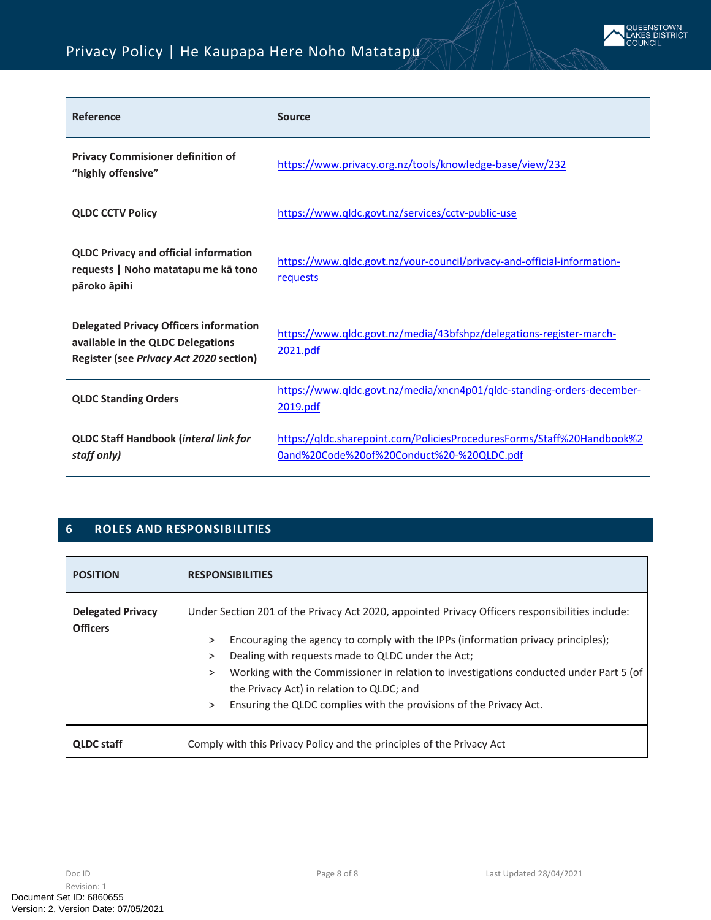| Reference | Source |
|---|---|
| **Privacy Commisioner definition of "highly offensive"** | https://www.privacy.org.nz/tools/knowledge-base/view/232 |
| **QLDC CCTV Policy** | https://www.qldc.govt.nz/services/cctv-public-use |
| **QLDC Privacy and official information requests \| Noho matatapu me kā tono pāroko āpihi** | https://www.qldc.govt.nz/your-council/privacy-and-official-information-requests |
| **Delegated Privacy Officers information available in the QLDC Delegations Register (see *Privacy Act 2020* section)** | https://www.qldc.govt.nz/media/43bfshpz/delegations-register-march-2021.pdf |
| **QLDC Standing Orders** | https://www.qldc.govt.nz/media/xncn4p01/qldc-standing-orders-december-2019.pdf |
| **QLDC Staff Handbook (*interal link for staff only*)** | https://qldc.sharepoint.com/PoliciesProceduresForms/Staff%20Handbook%20and%20Code%20of%20Conduct%20-%20QLDC.pdf |

## 6 ROLES AND RESPONSIBILITIES

| POSITION | RESPONSIBILITIES |
|---|---|
| **Delegated Privacy Officers** | Under Section 201 of the Privacy Act 2020, appointed Privacy Officers responsibilities include:<br>> Encouraging the agency to comply with the IPPs (information privacy principles);<br>> Dealing with requests made to QLDC under the Act;<br>> Working with the Commissioner in relation to investigations conducted under Part 5 (of the Privacy Act) in relation to QLDC; and<br>> Ensuring the QLDC complies with the provisions of the Privacy Act. |
| **QLDC staff** | Comply with this Privacy Policy and the principles of the Privacy Act |